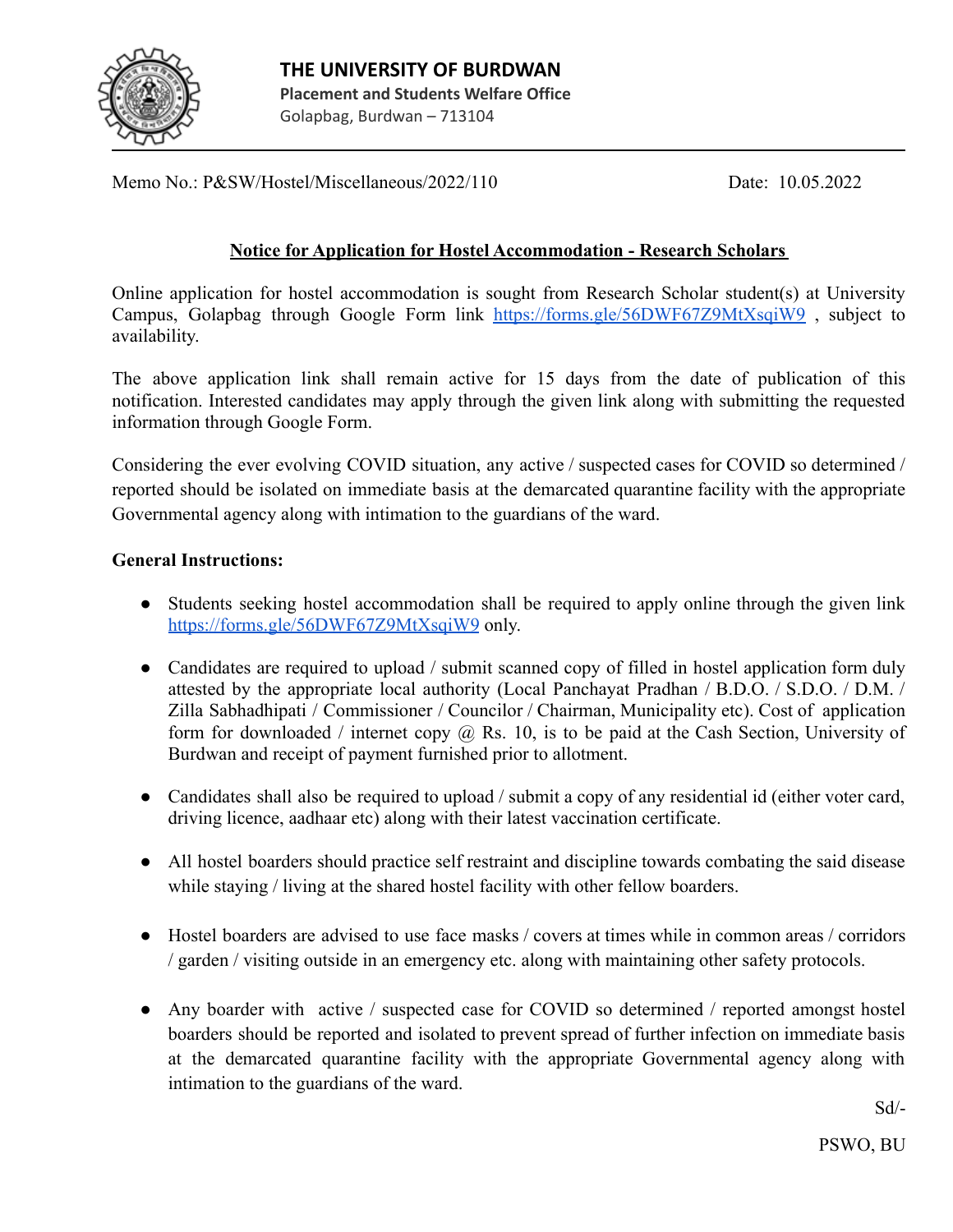# THE UNIVERSITY OF BURDWAN

**Placement and Students Welfare Office**

Golapbag, Burdwan – 713104

Memo No.: P&SW/Hostel/Miscellaneous/2022/110 Date: 10.05.2022

## Notice for Application for Hostel Accommodation - Research Scholars

Online application for hostel accommodation is sought from Research Scholar student(s) at University Campus, Golapbag through Google Form link https://forms.gle/56DWF67Z9MtXsqiW9 , subject to availability.

The above application link shall remain active for 15 days from the date of publication of this notification. Interested candidates may apply through the given link along with submitting the requested information through Google Form.

Considering the ever evolving COVID situation, any active / suspected cases for COVID so determined / reported should be isolated on immediate basis at the demarcated quarantine facility with the appropriate Governmental agency along with intimation to the guardians of the ward.

**General Instructions:**

- Students seeking hostel accommodation shall be required to apply online through the given link https://forms.gle/56DWF67Z9MtXsqiW9 only.
- Candidates are required to upload / submit scanned copy of filled in hostel application form duly attested by the appropriate local authority (Local Panchayat Pradhan / B.D.O. / S.D.O. / D.M. / Zilla Sabhadhipati / Commissioner / Councilor / Chairman, Municipality etc). Cost of application form for downloaded / internet copy @ Rs. 10, is to be paid at the Cash Section, University of Burdwan and receipt of payment furnished prior to allotment.
- Candidates shall also be required to upload / submit a copy of any residential id (either voter card, driving licence, aadhaar etc) along with their latest vaccination certificate.
- All hostel boarders should practice self restraint and discipline towards combating the said disease while staying / living at the shared hostel facility with other fellow boarders.
- Hostel boarders are advised to use face masks / covers at times while in common areas / corridors / garden / visiting outside in an emergency etc. along with maintaining other safety protocols.
- Any boarder with active / suspected case for COVID so determined / reported amongst hostel boarders should be reported and isolated to prevent spread of further infection on immediate basis at the demarcated quarantine facility with the appropriate Governmental agency along with intimation to the guardians of the ward.

Sd/-

PSWO, BU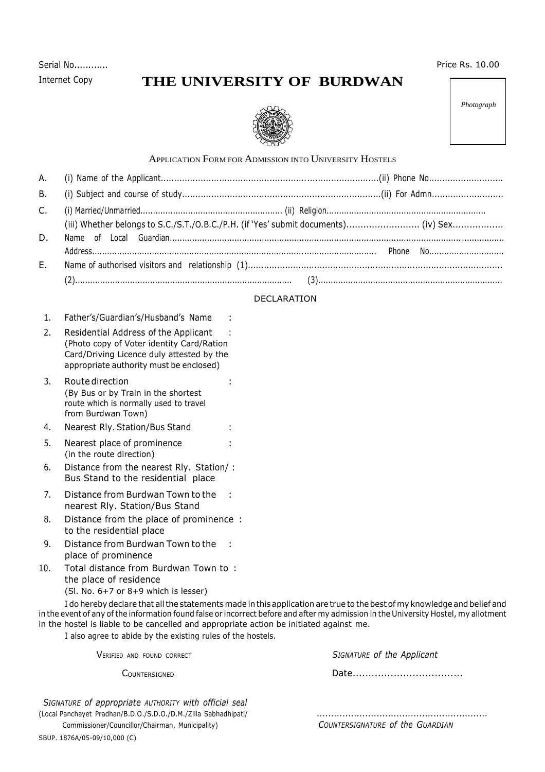Serial No............ Price Rs. 10.00

Internet Copy

# THE UNIVERSITY OF BURDWAN

Photograph

APPLICATION FORM FOR ADMISSION INTO UNIVERSITY HOSTELS

A. (i) Name of the Applicant..................................................................................(ii) Phone No............................

B. (i) Subject and course of study.........................................................................(ii) For Admn...........................

C. (i) Married/Unmarried........................................................ (ii) Religion..............................................................
(iii) Whether belongs to S.C./S.T./O.B.C./P.H. (if 'Yes' submit documents).......................... (iv) Sex..................

D. Name of Local Guardian..........................................................................................................................................
Address................................................................................................................ Phone No.............................

E. Name of authorised visitors and relationship (1)...............................................................................................
(2)...................................................................................... (3)..........................................................................

DECLARATION

1. Father's/Guardian's/Husband's Name :
2. Residential Address of the Applicant : (Photo copy of Voter identity Card/Ration Card/Driving Licence duly attested by the appropriate authority must be enclosed)
3. Route direction : (By Bus or by Train in the shortest route which is normally used to travel from Burdwan Town)
4. Nearest Rly. Station/Bus Stand :
5. Nearest place of prominence : (in the route direction)
6. Distance from the nearest Rly. Station/ : Bus Stand to the residential place
7. Distance from Burdwan Town to the : nearest Rly. Station/Bus Stand
8. Distance from the place of prominence : to the residential place
9. Distance from Burdwan Town to the : place of prominence
10. Total distance from Burdwan Town to : the place of residence (Sl. No. 6+7 or 8+9 which is lesser)

I do hereby declare that all the statements made in this application are true to the best of my knowledge and belief and in the event of any of the information found false or incorrect before and after my admission in the University Hostel, my allotment in the hostel is liable to be cancelled and appropriate action be initiated against me.

I also agree to abide by the existing rules of the hostels.

VERIFIED AND FOUND CORRECT

*SIGNATURE of the Applicant*

COUNTERSIGNED

Date....................................

*SIGNATURE of appropriate AUTHORITY with official seal*
(Local Panchayet Pradhan/B.D.O./S.D.O./D.M./Zilla Sabhadhipati/ Commissioner/Councillor/Chairman, Municipality)

...........................................................
*COUNTERSIGNATURE of the GUARDIAN*

SBUP. 1876A/05-09/10,000 (C)